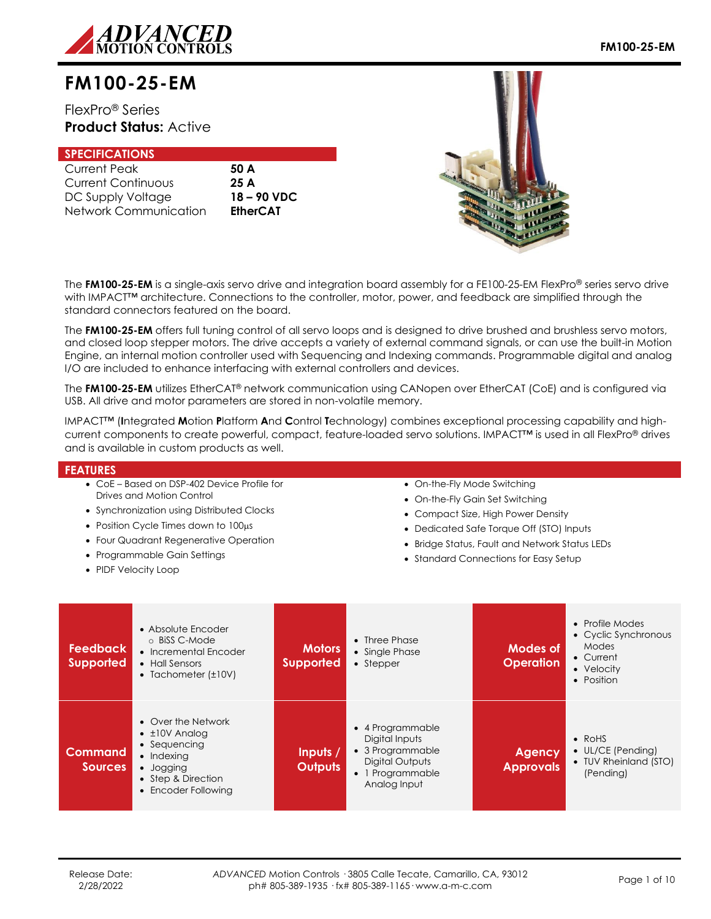# FM100-25-EM

FlexPro® Series

**Product Status:** Active

## SPECIFICATIONS

| | |
|---|---|
| Current Peak | **50 A** |
| Current Continuous | **25 A** |
| DC Supply Voltage | **18 – 90 VDC** |
| Network Communication | **EtherCAT** |

The **FM100-25-EM** is a single-axis servo drive and integration board assembly for a FE100-25-EM FlexPro® series servo drive with IMPACT™ architecture. Connections to the controller, motor, power, and feedback are simplified through the standard connectors featured on the board.

The **FM100-25-EM** offers full tuning control of all servo loops and is designed to drive brushed and brushless servo motors, and closed loop stepper motors. The drive accepts a variety of external command signals, or can use the built-in Motion Engine, an internal motion controller used with Sequencing and Indexing commands. Programmable digital and analog I/O are included to enhance interfacing with external controllers and devices.

The **FM100-25-EM** utilizes EtherCAT® network communication using CANopen over EtherCAT (CoE) and is configured via USB. All drive and motor parameters are stored in non-volatile memory.

IMPACT™ (**I**ntegrated **M**otion **P**latform **A**nd **C**ontrol **T**echnology) combines exceptional processing capability and high-current components to create powerful, compact, feature-loaded servo solutions. IMPACT™ is used in all FlexPro® drives and is available in custom products as well.

## FEATURES

- CoE – Based on DSP-402 Device Profile for Drives and Motion Control
- Synchronization using Distributed Clocks
- Position Cycle Times down to 100µs
- Four Quadrant Regenerative Operation
- Programmable Gain Settings
- PIDF Velocity Loop
- On-the-Fly Mode Switching
- On-the-Fly Gain Set Switching
- Compact Size, High Power Density
- Dedicated Safe Torque Off (STO) Inputs
- Bridge Status, Fault and Network Status LEDs
- Standard Connections for Easy Setup

| | | | | | |
|---|---|---|---|---|---|
| **Feedback Supported** | • Absolute Encoder<br>  ○ BiSS C-Mode<br>• Incremental Encoder<br>• Hall Sensors<br>• Tachometer (±10V) | **Motors Supported** | • Three Phase<br>• Single Phase<br>• Stepper | **Modes of Operation** | • Profile Modes<br>• Cyclic Synchronous Modes<br>• Current<br>• Velocity<br>• Position |
| **Command Sources** | • Over the Network<br>• ±10V Analog<br>• Sequencing<br>• Indexing<br>• Jogging<br>• Step & Direction<br>• Encoder Following | **Inputs / Outputs** | • 4 Programmable Digital Inputs<br>• 3 Programmable Digital Outputs<br>• 1 Programmable Analog Input | **Agency Approvals** | • RoHS<br>• UL/CE (Pending)<br>• TUV Rheinland (STO) (Pending) |

Release Date: 2/28/2022

*ADVANCED* Motion Controls · 3805 Calle Tecate, Camarillo, CA, 93012
ph# 805-389-1935 · fx# 805-389-1165 · www.a-m-c.com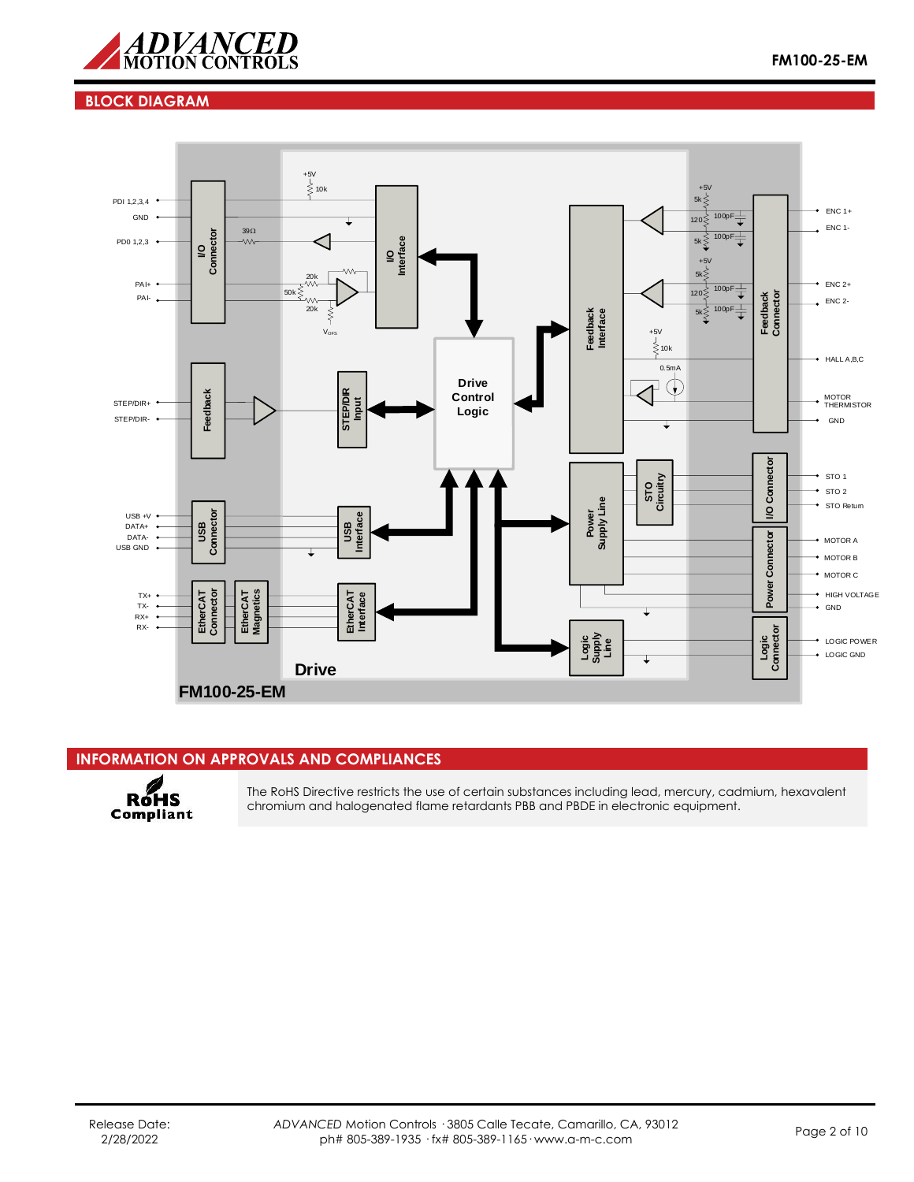## BLOCK DIAGRAM

## INFORMATION ON APPROVALS AND COMPLIANCES

**RoHS Compliant**

The RoHS Directive restricts the use of certain substances including lead, mercury, cadmium, hexavalent chromium and halogenated flame retardants PBB and PBDE in electronic equipment.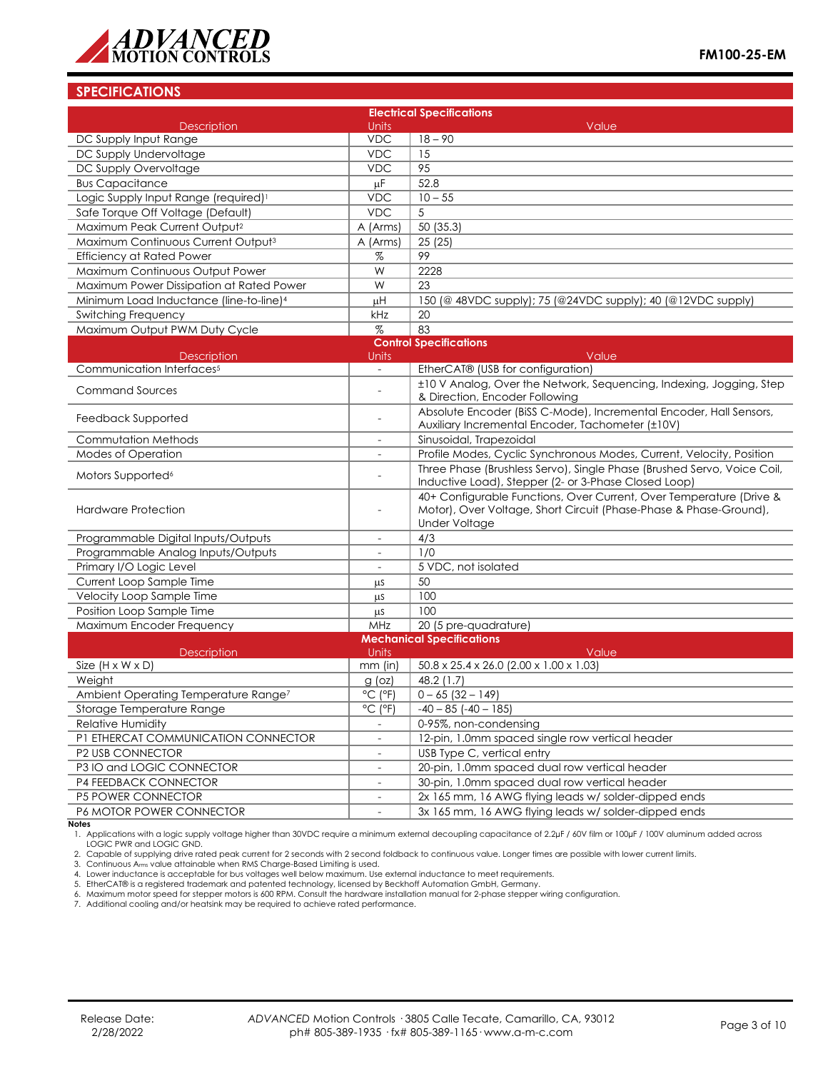## SPECIFICATIONS

| Electrical Specifications | | |
|---|---|---|
| **Description** | **Units** | **Value** |
| DC Supply Input Range | VDC | 18 – 90 |
| DC Supply Undervoltage | VDC | 15 |
| DC Supply Overvoltage | VDC | 95 |
| Bus Capacitance | μF | 52.8 |
| Logic Supply Input Range (required)[1] | VDC | 10 – 55 |
| Safe Torque Off Voltage (Default) | VDC | 5 |
| Maximum Peak Current Output[2] | A (Arms) | 50 (35.3) |
| Maximum Continuous Current Output[3] | A (Arms) | 25 (25) |
| Efficiency at Rated Power | % | 99 |
| Maximum Continuous Output Power | W | 2228 |
| Maximum Power Dissipation at Rated Power | W | 23 |
| Minimum Load Inductance (line-to-line)[4] | μH | 150 (@ 48VDC supply); 75 (@24VDC supply); 40 (@12VDC supply) |
| Switching Frequency | kHz | 20 |
| Maximum Output PWM Duty Cycle | % | 83 |

| Control Specifications | | |
|---|---|---|
| **Description** | **Units** | **Value** |
| Communication Interfaces[5] | - | EtherCAT® (USB for configuration) |
| Command Sources | - | ±10 V Analog, Over the Network, Sequencing, Indexing, Jogging, Step & Direction, Encoder Following |
| Feedback Supported | - | Absolute Encoder (BiSS C-Mode), Incremental Encoder, Hall Sensors, Auxiliary Incremental Encoder, Tachometer (±10V) |
| Commutation Methods | - | Sinusoidal, Trapezoidal |
| Modes of Operation | - | Profile Modes, Cyclic Synchronous Modes, Current, Velocity, Position |
| Motors Supported[6] | - | Three Phase (Brushless Servo), Single Phase (Brushed Servo, Voice Coil, Inductive Load), Stepper (2- or 3-Phase Closed Loop) |
| Hardware Protection | - | 40+ Configurable Functions, Over Current, Over Temperature (Drive & Motor), Over Voltage, Short Circuit (Phase-Phase & Phase-Ground), Under Voltage |
| Programmable Digital Inputs/Outputs | - | 4/3 |
| Programmable Analog Inputs/Outputs | - | 1/0 |
| Primary I/O Logic Level | - | 5 VDC, not isolated |
| Current Loop Sample Time | μs | 50 |
| Velocity Loop Sample Time | μs | 100 |
| Position Loop Sample Time | μs | 100 |
| Maximum Encoder Frequency | MHz | 20 (5 pre-quadrature) |

| Mechanical Specifications | | |
|---|---|---|
| **Description** | **Units** | **Value** |
| Size (H x W x D) | mm (in) | 50.8 x 25.4 x 26.0 (2.00 x 1.00 x 1.03) |
| Weight | g (oz) | 48.2 (1.7) |
| Ambient Operating Temperature Range[7] | °C (°F) | 0 – 65 (32 – 149) |
| Storage Temperature Range | °C (°F) | -40 – 85 (-40 – 185) |
| Relative Humidity | - | 0-95%, non-condensing |
| P1 ETHERCAT COMMUNICATION CONNECTOR | - | 12-pin, 1.0mm spaced single row vertical header |
| P2 USB CONNECTOR | - | USB Type C, vertical entry |
| P3 IO and LOGIC CONNECTOR | - | 20-pin, 1.0mm spaced dual row vertical header |
| P4 FEEDBACK CONNECTOR | - | 30-pin, 1.0mm spaced dual row vertical header |
| P5 POWER CONNECTOR | - | 2x 165 mm, 16 AWG flying leads w/ solder-dipped ends |
| P6 MOTOR POWER CONNECTOR | - | 3x 165 mm, 16 AWG flying leads w/ solder-dipped ends |

**Notes**

1. Applications with a logic supply voltage higher than 30VDC require a minimum external decoupling capacitance of 2.2μF / 60V film or 100μF / 100V aluminum added across LOGIC PWR and LOGIC GND.
2. Capable of supplying drive rated peak current for 2 seconds with 2 second foldback to continuous value. Longer times are possible with lower current limits.
3. Continuous $A_{rms}$ value attainable when RMS Charge-Based Limiting is used.
4. Lower inductance is acceptable for bus voltages well below maximum. Use external inductance to meet requirements.
5. EtherCAT® is a registered trademark and patented technology, licensed by Beckhoff Automation GmbH, Germany.
6. Maximum motor speed for stepper motors is 600 RPM. Consult the hardware installation manual for 2-phase stepper wiring configuration.
7. Additional cooling and/or heatsink may be required to achieve rated performance.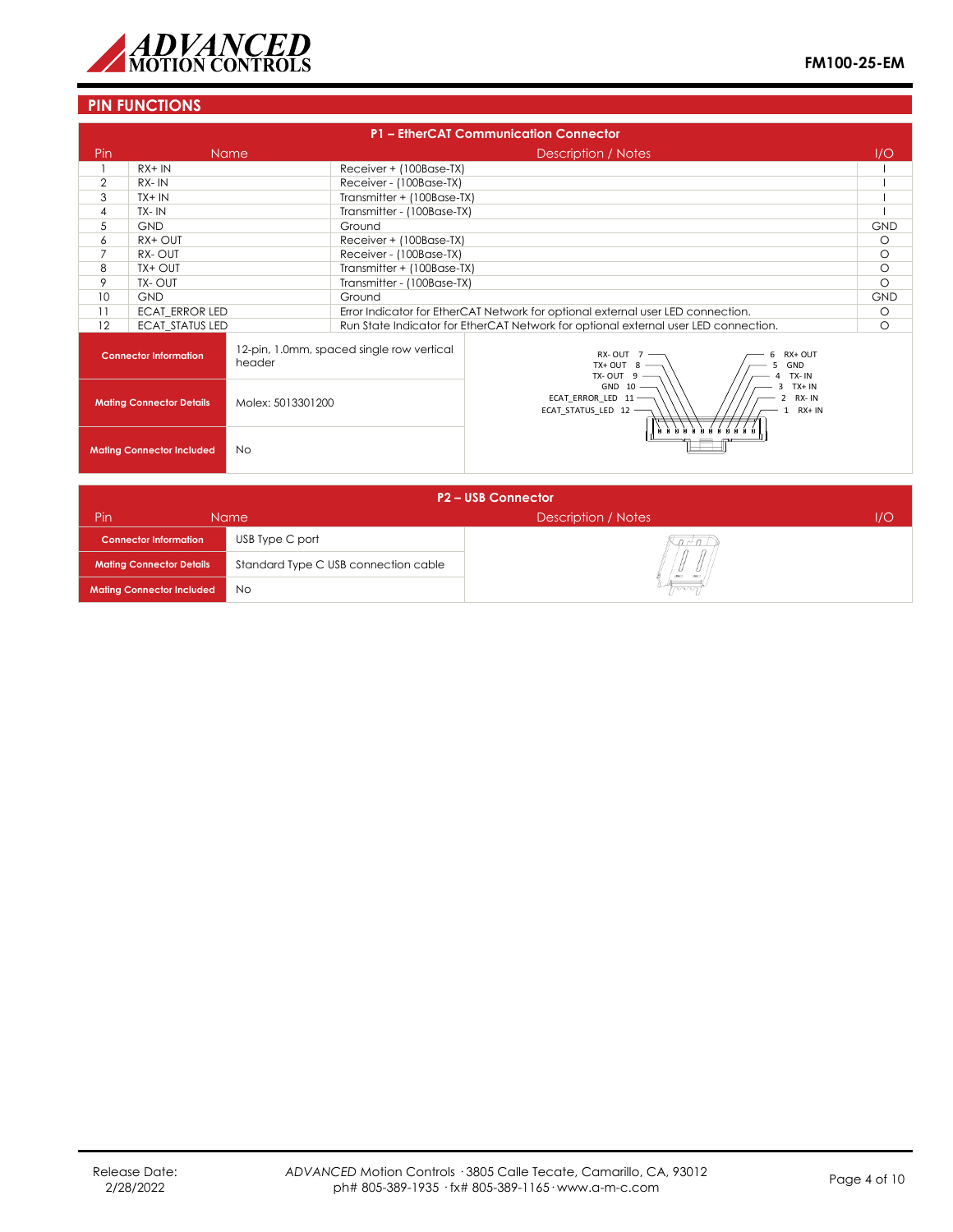## PIN FUNCTIONS

**P1 – EtherCAT Communication Connector**

| Pin | Name | Description / Notes | I/O |
|---|---|---|---|
| 1 | RX+ IN | Receiver + (100Base-TX) | I |
| 2 | RX- IN | Receiver - (100Base-TX) | I |
| 3 | TX+ IN | Transmitter + (100Base-TX) | I |
| 4 | TX- IN | Transmitter - (100Base-TX) | I |
| 5 | GND | Ground | GND |
| 6 | RX+ OUT | Receiver + (100Base-TX) | O |
| 7 | RX- OUT | Receiver - (100Base-TX) | O |
| 8 | TX+ OUT | Transmitter + (100Base-TX) | O |
| 9 | TX- OUT | Transmitter - (100Base-TX) | O |
| 10 | GND | Ground | GND |
| 11 | ECAT_ERROR LED | Error Indicator for EtherCAT Network for optional external user LED connection. | O |
| 12 | ECAT_STATUS LED | Run State Indicator for EtherCAT Network for optional external user LED connection. | O |

| | |
|---|---|
| **Connector Information** | 12-pin, 1.0mm, spaced single row vertical header |
| **Mating Connector Details** | Molex: 5013301200 |
| **Mating Connector Included** | No |

**P2 – USB Connector**

| | |
|---|---|
| **Connector Information** | USB Type C port |
| **Mating Connector Details** | Standard Type C USB connection cable |
| **Mating Connector Included** | No |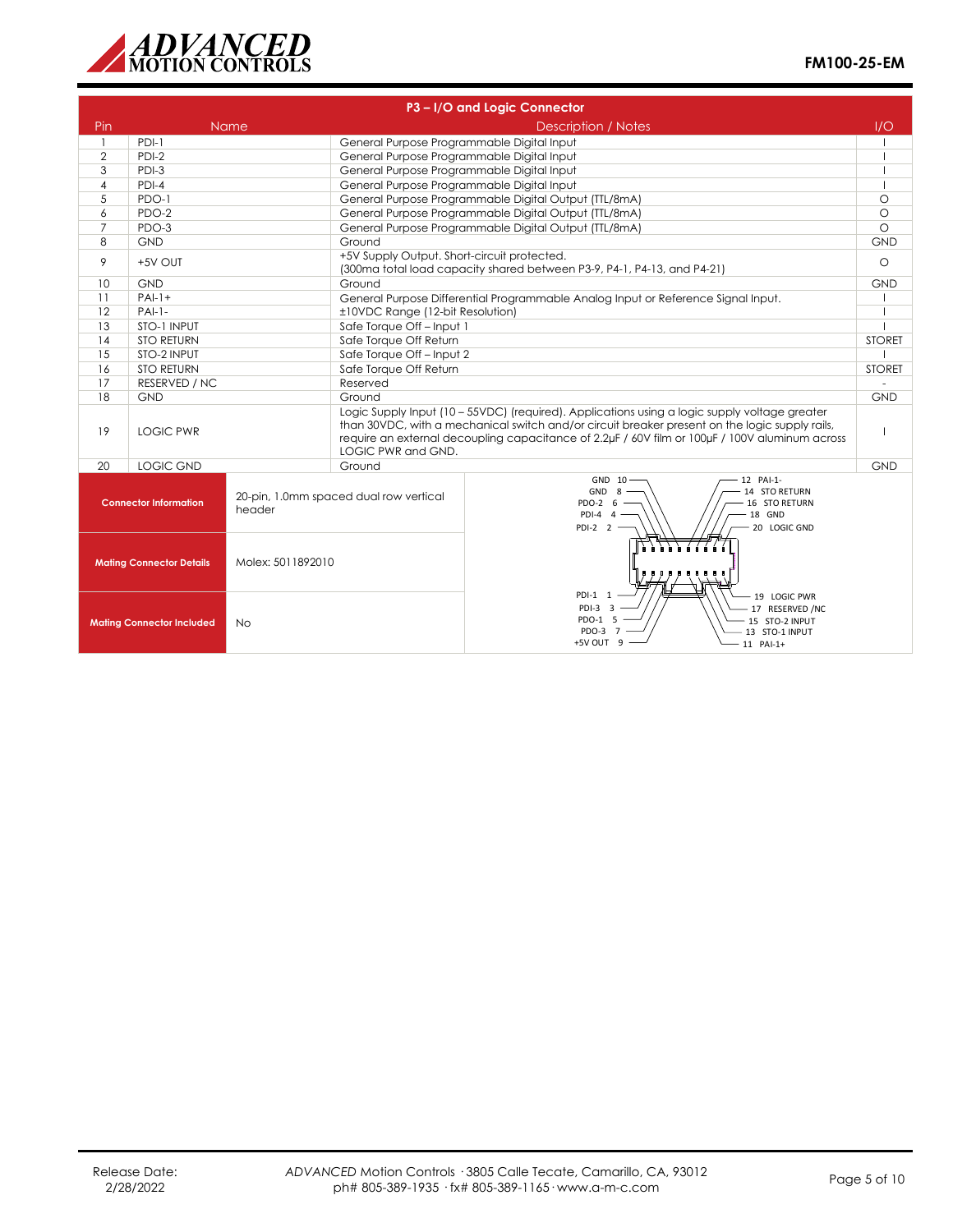## P3 – I/O and Logic Connector

| Pin | Name | Description / Notes | I/O |
|---|---|---|---|
| 1 | PDI-1 | General Purpose Programmable Digital Input | I |
| 2 | PDI-2 | General Purpose Programmable Digital Input | I |
| 3 | PDI-3 | General Purpose Programmable Digital Input | I |
| 4 | PDI-4 | General Purpose Programmable Digital Input | I |
| 5 | PDO-1 | General Purpose Programmable Digital Output (TTL/8mA) | O |
| 6 | PDO-2 | General Purpose Programmable Digital Output (TTL/8mA) | O |
| 7 | PDO-3 | General Purpose Programmable Digital Output (TTL/8mA) | O |
| 8 | GND | Ground | GND |
| 9 | +5V OUT | +5V Supply Output. Short-circuit protected. (300ma total load capacity shared between P3-9, P4-1, P4-13, and P4-21) | O |
| 10 | GND | Ground | GND |
| 11 | PAI-1+ | General Purpose Differential Programmable Analog Input or Reference Signal Input. | I |
| 12 | PAI-1- | ±10VDC Range (12-bit Resolution) | I |
| 13 | STO-1 INPUT | Safe Torque Off – Input 1 | I |
| 14 | STO RETURN | Safe Torque Off Return | STORET |
| 15 | STO-2 INPUT | Safe Torque Off – Input 2 | I |
| 16 | STO RETURN | Safe Torque Off Return | STORET |
| 17 | RESERVED / NC | Reserved | - |
| 18 | GND | Ground | GND |
| 19 | LOGIC PWR | Logic Supply Input (10 – 55VDC) (required). Applications using a logic supply voltage greater than 30VDC, with a mechanical switch and/or circuit breaker present on the logic supply rails, require an external decoupling capacitance of 2.2µF / 60V film or 100µF / 100V aluminum across LOGIC PWR and GND. | I |
| 20 | LOGIC GND | Ground | GND |

| | |
|---|---|
| **Connector Information** | 20-pin, 1.0mm spaced dual row vertical header |
| **Mating Connector Details** | Molex: 5011892010 |
| **Mating Connector Included** | No |

Connector pinout: GND 10, GND 8, PDO-2 6, PDI-4 4, PDI-2 2, 12 PAI-1-, 14 STO RETURN, 16 STO RETURN, 18 GND, 20 LOGIC GND, PDI-1 1, PDI-3 3, PDO-1 5, PDO-3 7, +5V OUT 9, 19 LOGIC PWR, 17 RESERVED /NC, 15 STO-2 INPUT, 13 STO-1 INPUT, 11 PAI-1+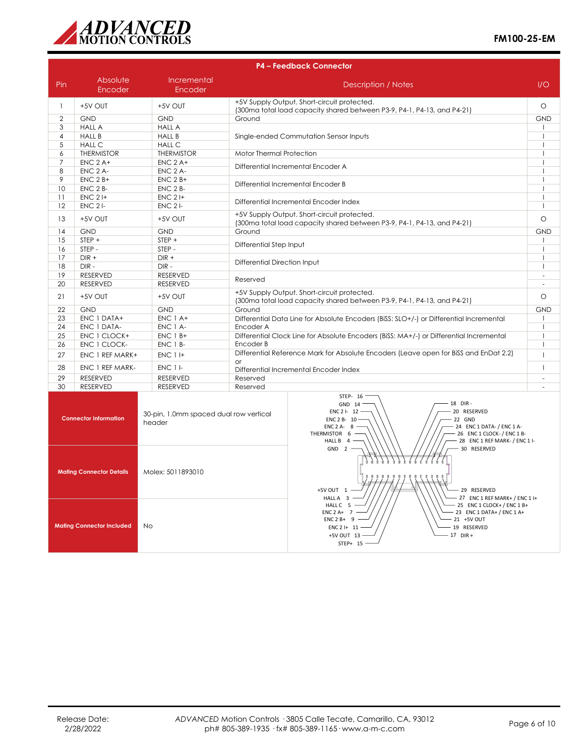## P4 – Feedback Connector

| Pin | Absolute Encoder | Incremental Encoder | Description / Notes | I/O |
|---|---|---|---|---|
| 1 | +5V OUT | +5V OUT | +5V Supply Output. Short-circuit protected. (300ma total load capacity shared between P3-9, P4-1, P4-13, and P4-21) | O |
| 2 | GND | GND | Ground | GND |
| 3 | HALL A | HALL A | Single-ended Commutation Sensor Inputs | I |
| 4 | HALL B | HALL B | | I |
| 5 | HALL C | HALL C | | I |
| 6 | THERMISTOR | THERMISTOR | Motor Thermal Protection | I |
| 7 | ENC 2 A+ | ENC 2 A+ | Differential Incremental Encoder A | I |
| 8 | ENC 2 A- | ENC 2 A- | | I |
| 9 | ENC 2 B+ | ENC 2 B+ | Differential Incremental Encoder B | I |
| 10 | ENC 2 B- | ENC 2 B- | | I |
| 11 | ENC 2 I+ | ENC 2 I+ | Differential Incremental Encoder Index | I |
| 12 | ENC 2 I- | ENC 2 I- | | I |
| 13 | +5V OUT | +5V OUT | +5V Supply Output. Short-circuit protected. (300ma total load capacity shared between P3-9, P4-1, P4-13, and P4-21) | O |
| 14 | GND | GND | Ground | GND |
| 15 | STEP + | STEP + | Differential Step Input | I |
| 16 | STEP - | STEP - | | I |
| 17 | DIR + | DIR + | Differential Direction Input | I |
| 18 | DIR - | DIR - | | I |
| 19 | RESERVED | RESERVED | Reserved | - |
| 20 | RESERVED | RESERVED | | - |
| 21 | +5V OUT | +5V OUT | +5V Supply Output. Short-circuit protected. (300ma total load capacity shared between P3-9, P4-1, P4-13, and P4-21) | O |
| 22 | GND | GND | Ground | GND |
| 23 | ENC 1 DATA+ | ENC 1 A+ | Differential Data Line for Absolute Encoders (BiSS: SLO+/-) or Differential Incremental Encoder A | I |
| 24 | ENC 1 DATA- | ENC 1 A- | | I |
| 25 | ENC 1 CLOCK+ | ENC 1 B+ | Differential Clock Line for Absolute Encoders (BiSS: MA+/-) or Differential Incremental Encoder B | I |
| 26 | ENC 1 CLOCK- | ENC 1 B- | | I |
| 27 | ENC 1 REF MARK+ | ENC 1 I+ | Differential Reference Mark for Absolute Encoders (Leave open for BiSS and EnDat 2.2) or Differential Incremental Encoder Index | I |
| 28 | ENC 1 REF MARK- | ENC 1 I- | | I |
| 29 | RESERVED | RESERVED | Reserved | - |
| 30 | RESERVED | RESERVED | Reserved | - |

| | |
|---|---|
| **Connector Information** | 30-pin, 1.0mm spaced dual row vertical header |
| **Mating Connector Details** | Molex: 5011893010 |
| **Mating Connector Included** | No |

Connector pinout diagram:

- STEP- 16
- GND 14
- ENC 2 I- 12
- ENC 2 B- 10
- ENC 2 A- 8
- THERMISTOR 6
- HALL B 4
- GND 2
- 18 DIR -
- 20 RESERVED
- 22 GND
- 24 ENC 1 DATA- / ENC 1 A-
- 26 ENC 1 CLOCK- / ENC 1 B-
- 28 ENC 1 REF MARK- / ENC 1 I-
- 30 RESERVED
- +5V OUT 1
- HALL A 3
- HALL C 5
- ENC 2 A+ 7
- ENC 2 B+ 9
- ENC 2 I+ 11
- +5V OUT 13
- STEP+ 15
- 29 RESERVED
- 27 ENC 1 REF MARK+ / ENC 1 I+
- 25 ENC 1 CLOCK+ / ENC 1 B+
- 23 ENC 1 DATA+ / ENC 1 A+
- 21 +5V OUT
- 19 RESERVED
- 17 DIR +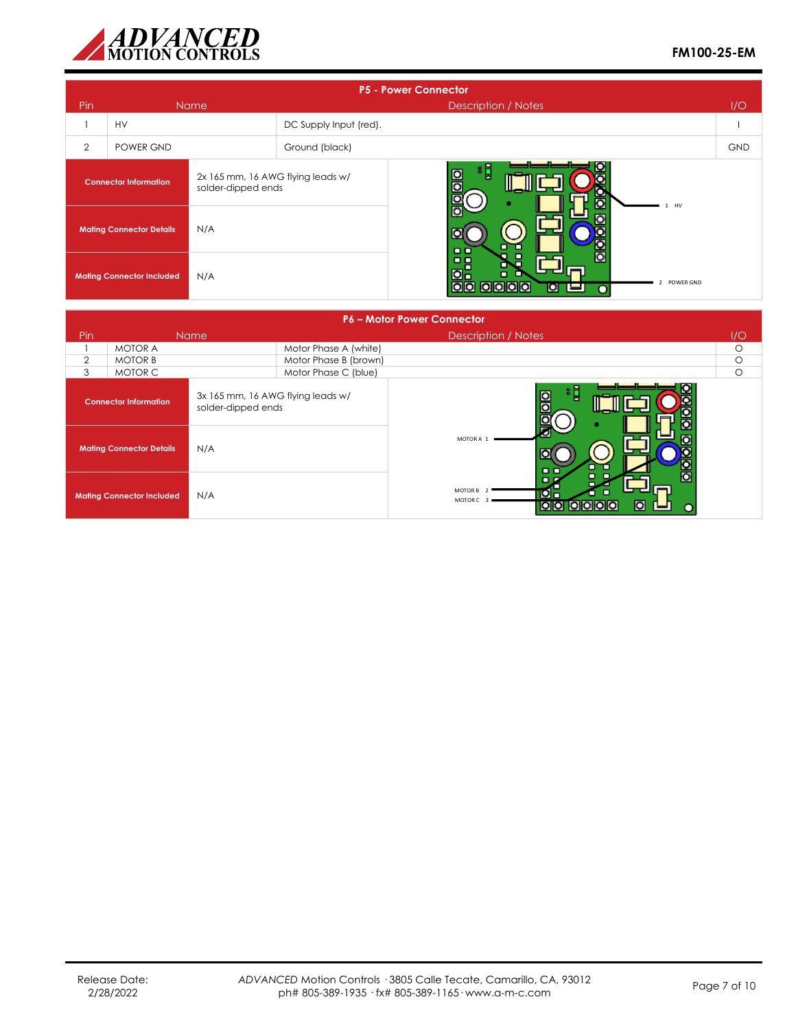## P5 - Power Connector

| Pin | Name | Description / Notes | I/O |
|---|---|---|---|
| 1 | HV | DC Supply Input (red). | I |
| 2 | POWER GND | Ground (black) | GND |

| | |
|---|---|
| **Connector Information** | 2x 165 mm, 16 AWG flying leads w/ solder-dipped ends |
| **Mating Connector Details** | N/A |
| **Mating Connector Included** | N/A |

1 HV

2 POWER GND

## P6 – Motor Power Connector

| Pin | Name | Description / Notes | I/O |
|---|---|---|---|
| 1 | MOTOR A | Motor Phase A (white) | O |
| 2 | MOTOR B | Motor Phase B (brown) | O |
| 3 | MOTOR C | Motor Phase C (blue) | O |

| | |
|---|---|
| **Connector Information** | 3x 165 mm, 16 AWG flying leads w/ solder-dipped ends |
| **Mating Connector Details** | N/A |
| **Mating Connector Included** | N/A |

MOTOR A 1

MOTOR B 2

MOTOR C 3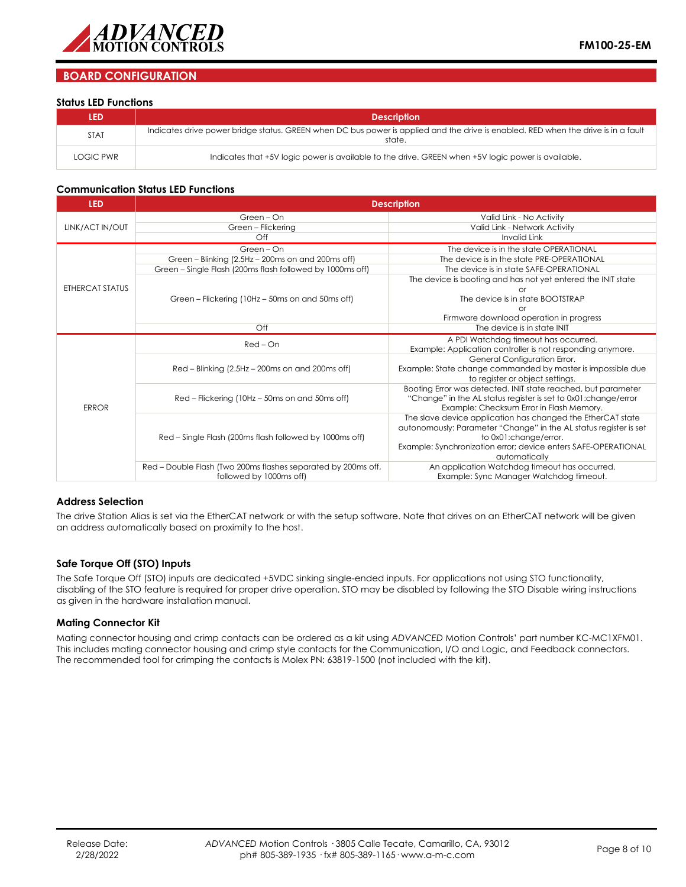## BOARD CONFIGURATION

### Status LED Functions

| LED | Description |
|---|---|
| STAT | Indicates drive power bridge status. GREEN when DC bus power is applied and the drive is enabled. RED when the drive is in a fault state. |
| LOGIC PWR | Indicates that +5V logic power is available to the drive. GREEN when +5V logic power is available. |

### Communication Status LED Functions

| LED | Description | |
|---|---|---|
| LINK/ACT IN/OUT | Green – On | Valid Link - No Activity |
| | Green – Flickering | Valid Link - Network Activity |
| | Off | Invalid Link |
| ETHERCAT STATUS | Green – On | The device is in the state OPERATIONAL |
| | Green – Blinking (2.5Hz – 200ms on and 200ms off) | The device is in the state PRE-OPERATIONAL |
| | Green – Single Flash (200ms flash followed by 1000ms off) | The device is in state SAFE-OPERATIONAL |
| | Green – Flickering (10Hz – 50ms on and 50ms off) | The device is booting and has not yet entered the INIT state or The device is in state BOOTSTRAP or Firmware download operation in progress |
| | Off | The device is in state INIT |
| ERROR | Red – On | A PDI Watchdog timeout has occurred. Example: Application controller is not responding anymore. |
| | Red – Blinking (2.5Hz – 200ms on and 200ms off) | General Configuration Error. Example: State change commanded by master is impossible due to register or object settings. |
| | Red – Flickering (10Hz – 50ms on and 50ms off) | Booting Error was detected. INIT state reached, but parameter "Change" in the AL status register is set to 0x01:change/error Example: Checksum Error in Flash Memory. |
| | Red – Single Flash (200ms flash followed by 1000ms off) | The slave device application has changed the EtherCAT state autonomously: Parameter "Change" in the AL status register is set to 0x01:change/error. Example: Synchronization error; device enters SAFE-OPERATIONAL automatically |
| | Red – Double Flash (Two 200ms flashes separated by 200ms off, followed by 1000ms off) | An application Watchdog timeout has occurred. Example: Sync Manager Watchdog timeout. |

### Address Selection

The drive Station Alias is set via the EtherCAT network or with the setup software. Note that drives on an EtherCAT network will be given an address automatically based on proximity to the host.

### Safe Torque Off (STO) Inputs

The Safe Torque Off (STO) inputs are dedicated +5VDC sinking single-ended inputs. For applications not using STO functionality, disabling of the STO feature is required for proper drive operation. STO may be disabled by following the STO Disable wiring instructions as given in the hardware installation manual.

### Mating Connector Kit

Mating connector housing and crimp contacts can be ordered as a kit using *ADVANCED* Motion Controls' part number KC-MC1XFM01. This includes mating connector housing and crimp style contacts for the Communication, I/O and Logic, and Feedback connectors. The recommended tool for crimping the contacts is Molex PN: 63819-1500 (not included with the kit).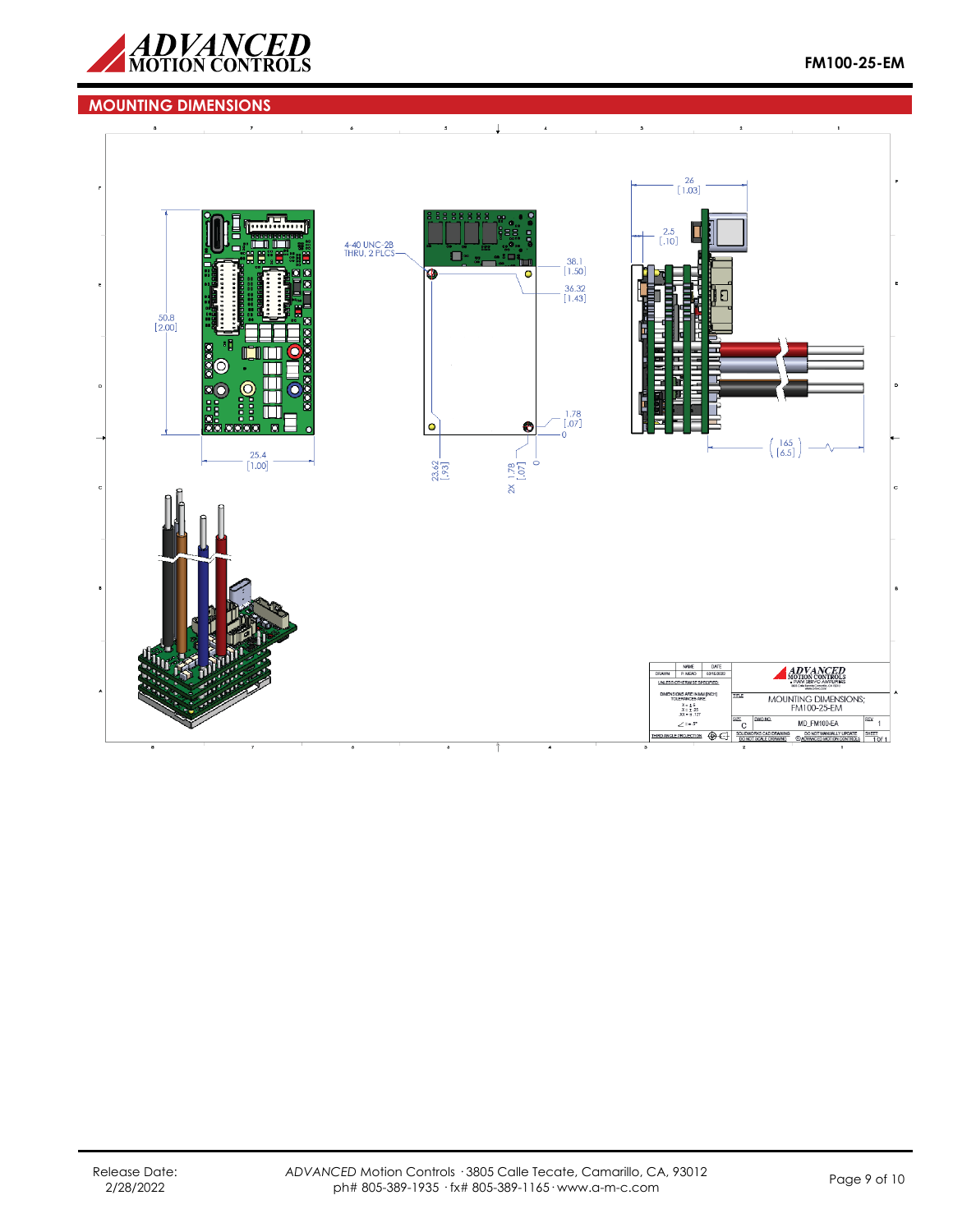## MOUNTING DIMENSIONS

50.8 [2.00]

25.4 [1.00]

4-40 UNC-2B THRU, 2 PLCS

38.1 [1.50]

36.32 [1.43]

1.78 [.07]

0

23.62 [.93]

2X 1.78 [.07]

0

26 [1.03]

2.5 [.10]

( 165 [6.5] )

| | NAME | DATE |
|---|---|---|
| DRAWN | P. MEAD | 03/15/2022 |

UNLESS OTHERWISE SPECIFIED:

DIMENSIONS ARE IN MM [INCH]
TOLERANCES ARE:
X = ± .5
.X = ± .25
.XX = ± .127
∠ = ± .5°

THIRD ANGLE PROJECTION

TITLE: MOUNTING DIMENSIONS; FM100-25-EM

SIZE: C

DWG NO. MD_FM100-EA

REV: 1

SOLIDWORKS CAD DRAWING — DO NOT SCALE DRAWING

DO NOT MANUALLY UPDATE — © ADVANCED MOTION CONTROLS

SHEET 1 OF 1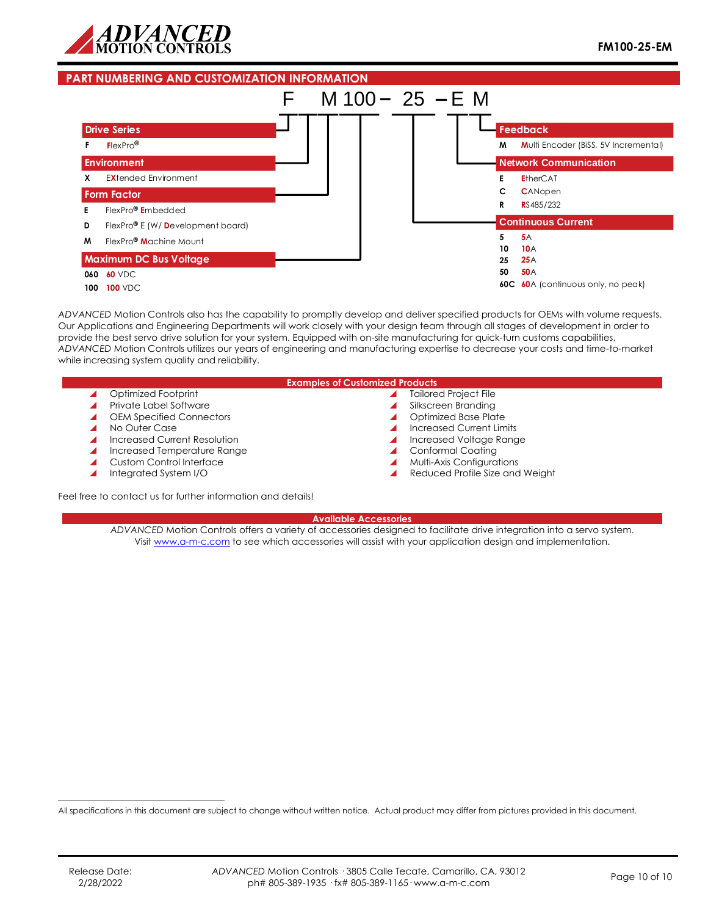## PART NUMBERING AND CUSTOMIZATION INFORMATION

F M 100 – 25 – E M

**Drive Series**

| | |
|---|---|
| F | FlexPro® |

**Environment**

| | |
|---|---|
| X | EXtended Environment |

**Form Factor**

| | |
|---|---|
| E | FlexPro® Embedded |
| D | FlexPro® E (W/ Development board) |
| M | FlexPro® Machine Mount |

**Maximum DC Bus Voltage**

| | |
|---|---|
| 060 | 60 VDC |
| 100 | 100 VDC |

**Feedback**

| | |
|---|---|
| M | Multi Encoder (BiSS, 5V Incremental) |

**Network Communication**

| | |
|---|---|
| E | EtherCAT |
| C | CANopen |
| R | RS485/232 |

**Continuous Current**

| | |
|---|---|
| 5 | 5A |
| 10 | 10A |
| 25 | 25A |
| 50 | 50A |
| 60C | 60A (continuous only, no peak) |

*ADVANCED* Motion Controls also has the capability to promptly develop and deliver specified products for OEMs with volume requests. Our Applications and Engineering Departments will work closely with your design team through all stages of development in order to provide the best servo drive solution for your system. Equipped with on-site manufacturing for quick-turn customs capabilities, *ADVANCED* Motion Controls utilizes our years of engineering and manufacturing expertise to decrease your costs and time-to-market while increasing system quality and reliability.

**Examples of Customized Products**

- Optimized Footprint
- Private Label Software
- OEM Specified Connectors
- No Outer Case
- Increased Current Resolution
- Increased Temperature Range
- Custom Control Interface
- Integrated System I/O
- Tailored Project File
- Silkscreen Branding
- Optimized Base Plate
- Increased Current Limits
- Increased Voltage Range
- Conformal Coating
- Multi-Axis Configurations
- Reduced Profile Size and Weight

Feel free to contact us for further information and details!

**Available Accessories**

*ADVANCED* Motion Controls offers a variety of accessories designed to facilitate drive integration into a servo system. Visit www.a-m-c.com to see which accessories will assist with your application design and implementation.

All specifications in this document are subject to change without written notice. Actual product may differ from pictures provided in this document.